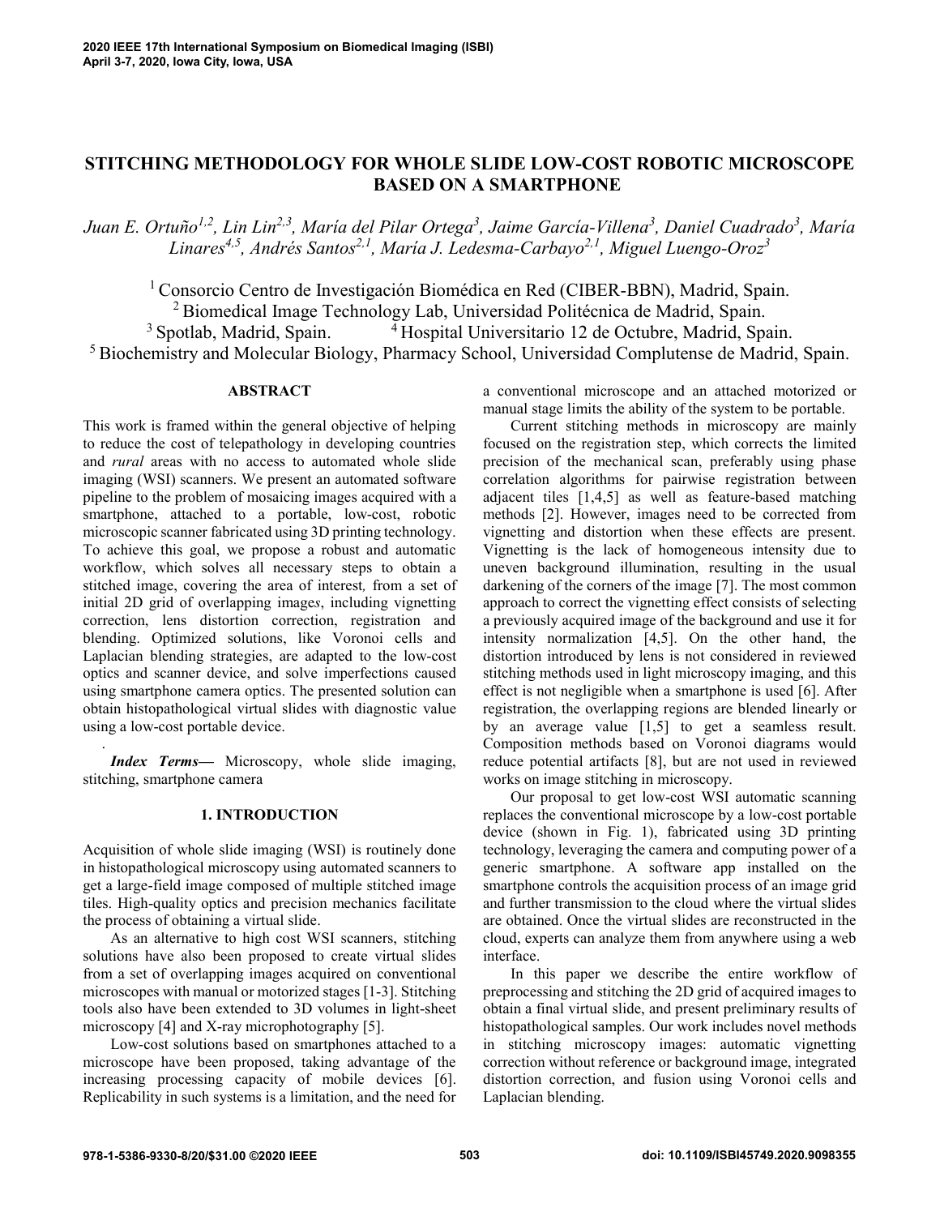# STITCHING METHODOLOGY FOR WHOLE SLIDE LOW-COST ROBOTIC MICROSCOPE BASED ON A SMARTPHONE

*Juan E. Ortuño[1,2], Lin Lin[2,3], María del Pilar Ortega[3], Jaime García-Villena[3], Daniel Cuadrado[3], María Linares[4,5], Andrés Santos[2,1], María J. Ledesma-Carbayo[2,1], Miguel Luengo-Oroz[3]*

[1] Consorcio Centro de Investigación Biomédica en Red (CIBER-BBN), Madrid, Spain.
[2] Biomedical Image Technology Lab, Universidad Politécnica de Madrid, Spain.
[3] Spotlab, Madrid, Spain. [4] Hospital Universitario 12 de Octubre, Madrid, Spain.
[5] Biochemistry and Molecular Biology, Pharmacy School, Universidad Complutense de Madrid, Spain.

## ABSTRACT

This work is framed within the general objective of helping to reduce the cost of telepathology in developing countries and *rural* areas with no access to automated whole slide imaging (WSI) scanners. We present an automated software pipeline to the problem of mosaicing images acquired with a smartphone, attached to a portable, low-cost, robotic microscopic scanner fabricated using 3D printing technology. To achieve this goal, we propose a robust and automatic workflow, which solves all necessary steps to obtain a stitched image, covering the area of interest*,* from a set of initial 2D grid of overlapping image*s*, including vignetting correction, lens distortion correction, registration and blending. Optimized solutions, like Voronoi cells and Laplacian blending strategies, are adapted to the low-cost optics and scanner device, and solve imperfections caused using smartphone camera optics. The presented solution can obtain histopathological virtual slides with diagnostic value using a low-cost portable device.

***Index Terms*****—** Microscopy, whole slide imaging, stitching, smartphone camera

## 1. INTRODUCTION

Acquisition of whole slide imaging (WSI) is routinely done in histopathological microscopy using automated scanners to get a large-field image composed of multiple stitched image tiles. High-quality optics and precision mechanics facilitate the process of obtaining a virtual slide.

As an alternative to high cost WSI scanners, stitching solutions have also been proposed to create virtual slides from a set of overlapping images acquired on conventional microscopes with manual or motorized stages [1-3]. Stitching tools also have been extended to 3D volumes in light-sheet microscopy [4] and X-ray microphotography [5].

Low-cost solutions based on smartphones attached to a microscope have been proposed, taking advantage of the increasing processing capacity of mobile devices [6]. Replicability in such systems is a limitation, and the need for a conventional microscope and an attached motorized or manual stage limits the ability of the system to be portable.

Current stitching methods in microscopy are mainly focused on the registration step, which corrects the limited precision of the mechanical scan, preferably using phase correlation algorithms for pairwise registration between adjacent tiles [1,4,5] as well as feature-based matching methods [2]. However, images need to be corrected from vignetting and distortion when these effects are present. Vignetting is the lack of homogeneous intensity due to uneven background illumination, resulting in the usual darkening of the corners of the image [7]. The most common approach to correct the vignetting effect consists of selecting a previously acquired image of the background and use it for intensity normalization [4,5]. On the other hand, the distortion introduced by lens is not considered in reviewed stitching methods used in light microscopy imaging, and this effect is not negligible when a smartphone is used [6]. After registration, the overlapping regions are blended linearly or by an average value [1,5] to get a seamless result. Composition methods based on Voronoi diagrams would reduce potential artifacts [8], but are not used in reviewed works on image stitching in microscopy.

Our proposal to get low-cost WSI automatic scanning replaces the conventional microscope by a low-cost portable device (shown in Fig. 1), fabricated using 3D printing technology, leveraging the camera and computing power of a generic smartphone. A software app installed on the smartphone controls the acquisition process of an image grid and further transmission to the cloud where the virtual slides are obtained. Once the virtual slides are reconstructed in the cloud, experts can analyze them from anywhere using a web interface.

In this paper we describe the entire workflow of preprocessing and stitching the 2D grid of acquired images to obtain a final virtual slide, and present preliminary results of histopathological samples. Our work includes novel methods in stitching microscopy images: automatic vignetting correction without reference or background image, integrated distortion correction, and fusion using Voronoi cells and Laplacian blending.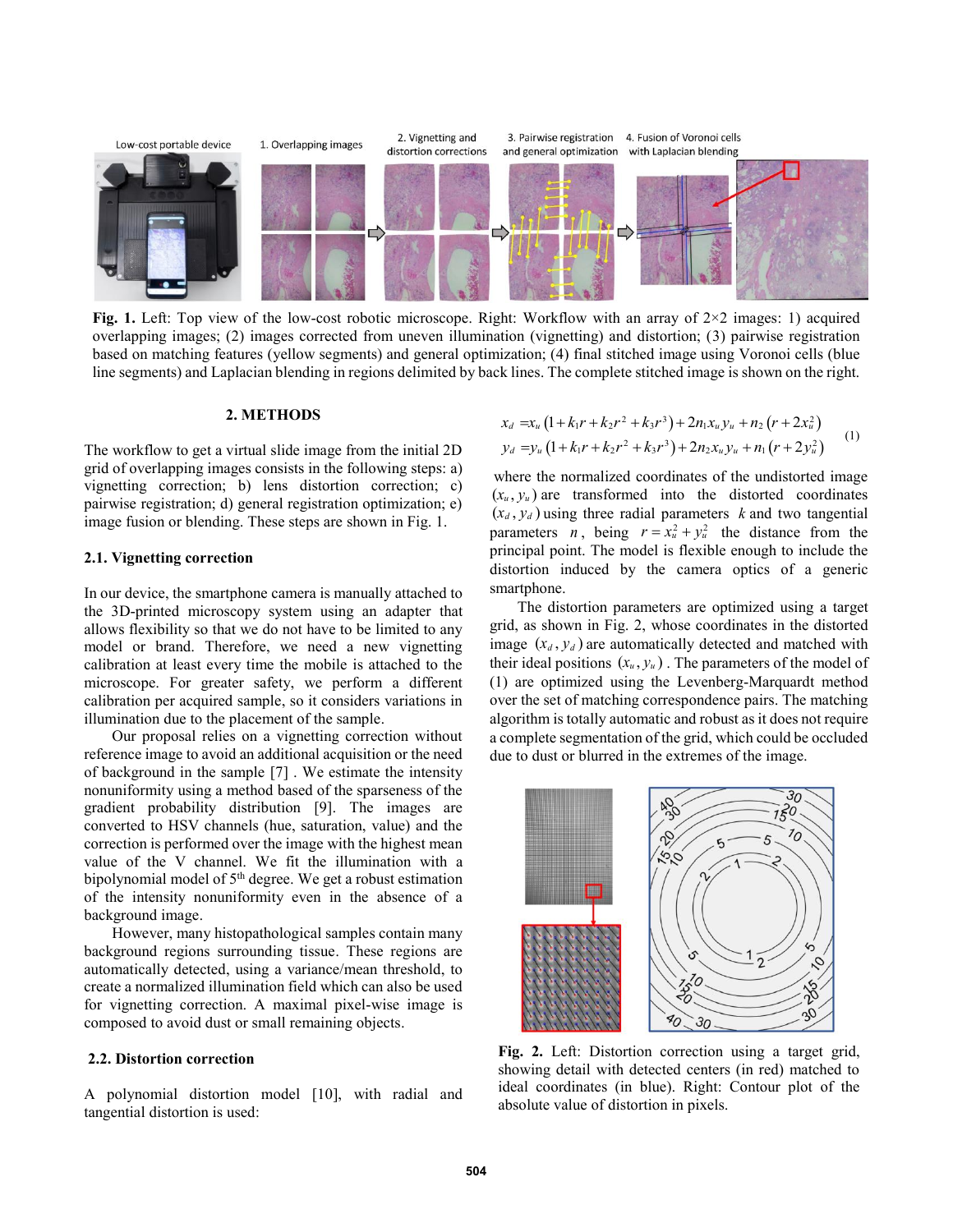**Fig. 1.** Left: Top view of the low-cost robotic microscope. Right: Workflow with an array of 2×2 images: 1) acquired overlapping images; (2) images corrected from uneven illumination (vignetting) and distortion; (3) pairwise registration based on matching features (yellow segments) and general optimization; (4) final stitched image using Voronoi cells (blue line segments) and Laplacian blending in regions delimited by back lines. The complete stitched image is shown on the right.

## 2. METHODS

The workflow to get a virtual slide image from the initial 2D grid of overlapping images consists in the following steps: a) vignetting correction; b) lens distortion correction; c) pairwise registration; d) general registration optimization; e) image fusion or blending. These steps are shown in Fig. 1.

### 2.1. Vignetting correction

In our device, the smartphone camera is manually attached to the 3D-printed microscopy system using an adapter that allows flexibility so that we do not have to be limited to any model or brand. Therefore, we need a new vignetting calibration at least every time the mobile is attached to the microscope. For greater safety, we perform a different calibration per acquired sample, so it considers variations in illumination due to the placement of the sample.

Our proposal relies on a vignetting correction without reference image to avoid an additional acquisition or the need of background in the sample [7] . We estimate the intensity nonuniformity using a method based of the sparseness of the gradient probability distribution [9]. The images are converted to HSV channels (hue, saturation, value) and the correction is performed over the image with the highest mean value of the V channel. We fit the illumination with a bipolynomial model of 5th degree. We get a robust estimation of the intensity nonuniformity even in the absence of a background image.

However, many histopathological samples contain many background regions surrounding tissue. These regions are automatically detected, using a variance/mean threshold, to create a normalized illumination field which can also be used for vignetting correction. A maximal pixel-wise image is composed to avoid dust or small remaining objects.

### 2.2. Distortion correction

A polynomial distortion model [10], with radial and tangential distortion is used:

$$
\begin{aligned}
x_d &= x_u\left(1+k_1 r+k_2 r^2+k_3 r^3\right)+2n_1 x_u y_u+n_2\left(r+2x_u^2\right)\\
y_d &= y_u\left(1+k_1 r+k_2 r^2+k_3 r^3\right)+2n_2 x_u y_u+n_1\left(r+2y_u^2\right)
\end{aligned} \tag{1}
$$

where the normalized coordinates of the undistorted image $(x_u, y_u)$ are transformed into the distorted coordinates $(x_d, y_d)$ using three radial parameters $k$ and two tangential parameters $n$, being $r = x_u^2 + y_u^2$ the distance from the principal point. The model is flexible enough to include the distortion induced by the camera optics of a generic smartphone.

The distortion parameters are optimized using a target grid, as shown in Fig. 2, whose coordinates in the distorted image $(x_d, y_d)$ are automatically detected and matched with their ideal positions $(x_u, y_u)$. The parameters of the model of (1) are optimized using the Levenberg-Marquardt method over the set of matching correspondence pairs. The matching algorithm is totally automatic and robust as it does not require a complete segmentation of the grid, which could be occluded due to dust or blurred in the extremes of the image.

**Fig. 2.** Left: Distortion correction using a target grid, showing detail with detected centers (in red) matched to ideal coordinates (in blue). Right: Contour plot of the absolute value of distortion in pixels.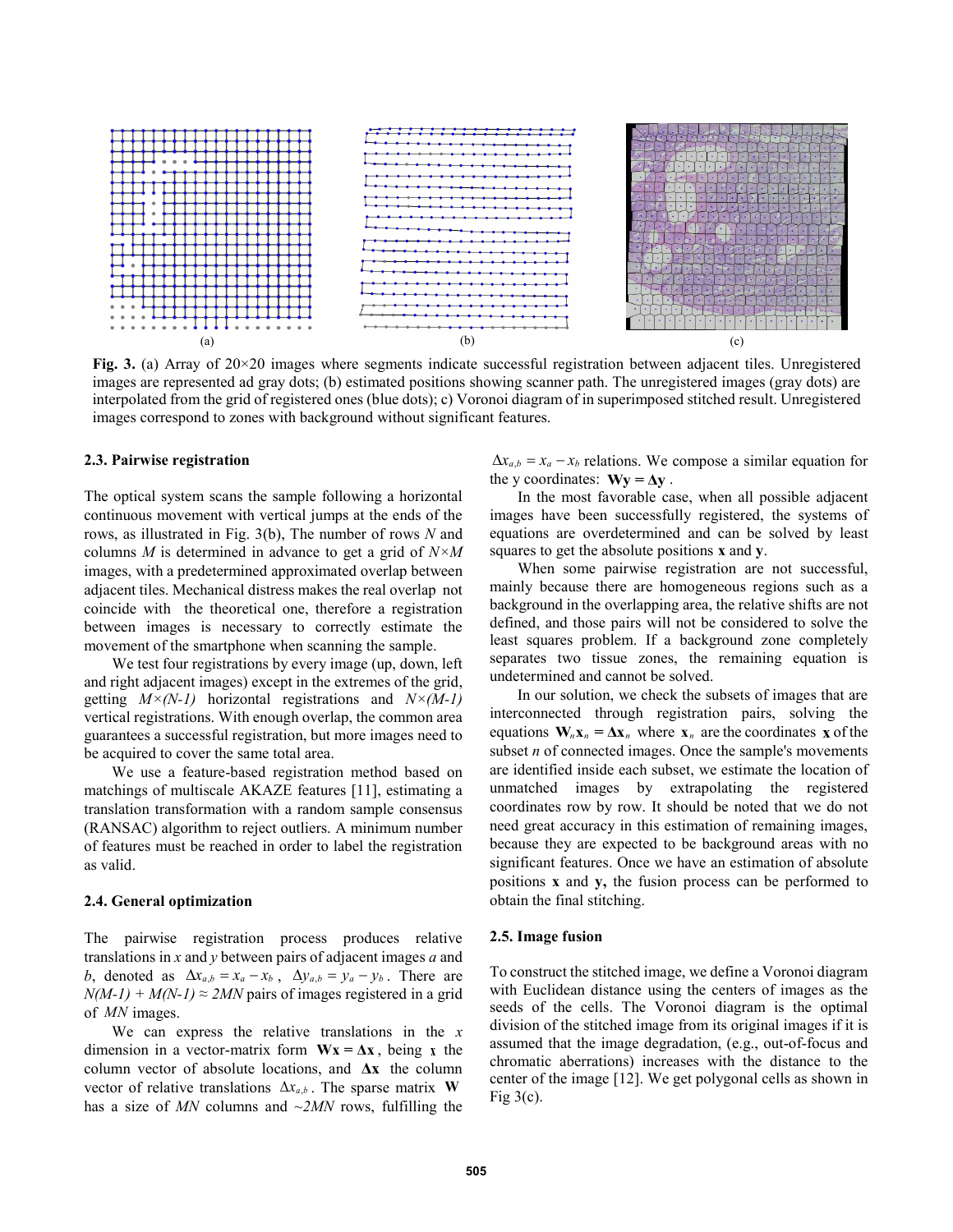**Fig. 3.** (a) Array of 20×20 images where segments indicate successful registration between adjacent tiles. Unregistered images are represented ad gray dots; (b) estimated positions showing scanner path. The unregistered images (gray dots) are interpolated from the grid of registered ones (blue dots); c) Voronoi diagram of in superimposed stitched result. Unregistered images correspond to zones with background without significant features.

### 2.3. Pairwise registration

The optical system scans the sample following a horizontal continuous movement with vertical jumps at the ends of the rows, as illustrated in Fig. 3(b), The number of rows $N$ and columns $M$ is determined in advance to get a grid of $N×M$ images, with a predetermined approximated overlap between adjacent tiles. Mechanical distress makes the real overlap not coincide with the theoretical one, therefore a registration between images is necessary to correctly estimate the movement of the smartphone when scanning the sample.

We test four registrations by every image (up, down, left and right adjacent images) except in the extremes of the grid, getting $M×(N-1)$ horizontal registrations and $N×(M-1)$ vertical registrations. With enough overlap, the common area guarantees a successful registration, but more images need to be acquired to cover the same total area.

We use a feature-based registration method based on matchings of multiscale AKAZE features [11], estimating a translation transformation with a random sample consensus (RANSAC) algorithm to reject outliers. A minimum number of features must be reached in order to label the registration as valid.

### 2.4. General optimization

The pairwise registration process produces relative translations in $x$ and $y$ between pairs of adjacent images $a$ and $b$, denoted as $\Delta x_{a,b} = x_a - x_b$ , $\Delta y_{a,b} = y_a - y_b$ . There are $N(M-1) + M(N-1) \approx 2MN$ pairs of images registered in a grid of $MN$ images.

We can express the relative translations in the $x$ dimension in a vector-matrix form $\mathbf{Wx} = \mathbf{\Delta x}$ , being $\mathbf{x}$ the column vector of absolute locations, and $\mathbf{\Delta x}$ the column vector of relative translations $\Delta x_{a,b}$ . The sparse matrix $\mathbf{W}$ has a size of $MN$ columns and ~$2MN$ rows, fulfilling the $\Delta x_{a,b} = x_a - x_b$ relations. We compose a similar equation for the y coordinates: $\mathbf{Wy} = \mathbf{\Delta y}$ .

In the most favorable case, when all possible adjacent images have been successfully registered, the systems of equations are overdetermined and can be solved by least squares to get the absolute positions **x** and **y**.

When some pairwise registration are not successful, mainly because there are homogeneous regions such as a background in the overlapping area, the relative shifts are not defined, and those pairs will not be considered to solve the least squares problem. If a background zone completely separates two tissue zones, the remaining equation is undetermined and cannot be solved.

In our solution, we check the subsets of images that are interconnected through registration pairs, solving the equations $\mathbf{W}_n\mathbf{x}_n = \mathbf{\Delta x}_n$ where $\mathbf{x}_n$ are the coordinates $\mathbf{x}$ of the subset $n$ of connected images. Once the sample's movements are identified inside each subset, we estimate the location of unmatched images by extrapolating the registered coordinates row by row. It should be noted that we do not need great accuracy in this estimation of remaining images, because they are expected to be background areas with no significant features. Once we have an estimation of absolute positions **x** and **y,** the fusion process can be performed to obtain the final stitching.

### 2.5. Image fusion

To construct the stitched image, we define a Voronoi diagram with Euclidean distance using the centers of images as the seeds of the cells. The Voronoi diagram is the optimal division of the stitched image from its original images if it is assumed that the image degradation, (e.g., out-of-focus and chromatic aberrations) increases with the distance to the center of the image [12]. We get polygonal cells as shown in Fig 3(c).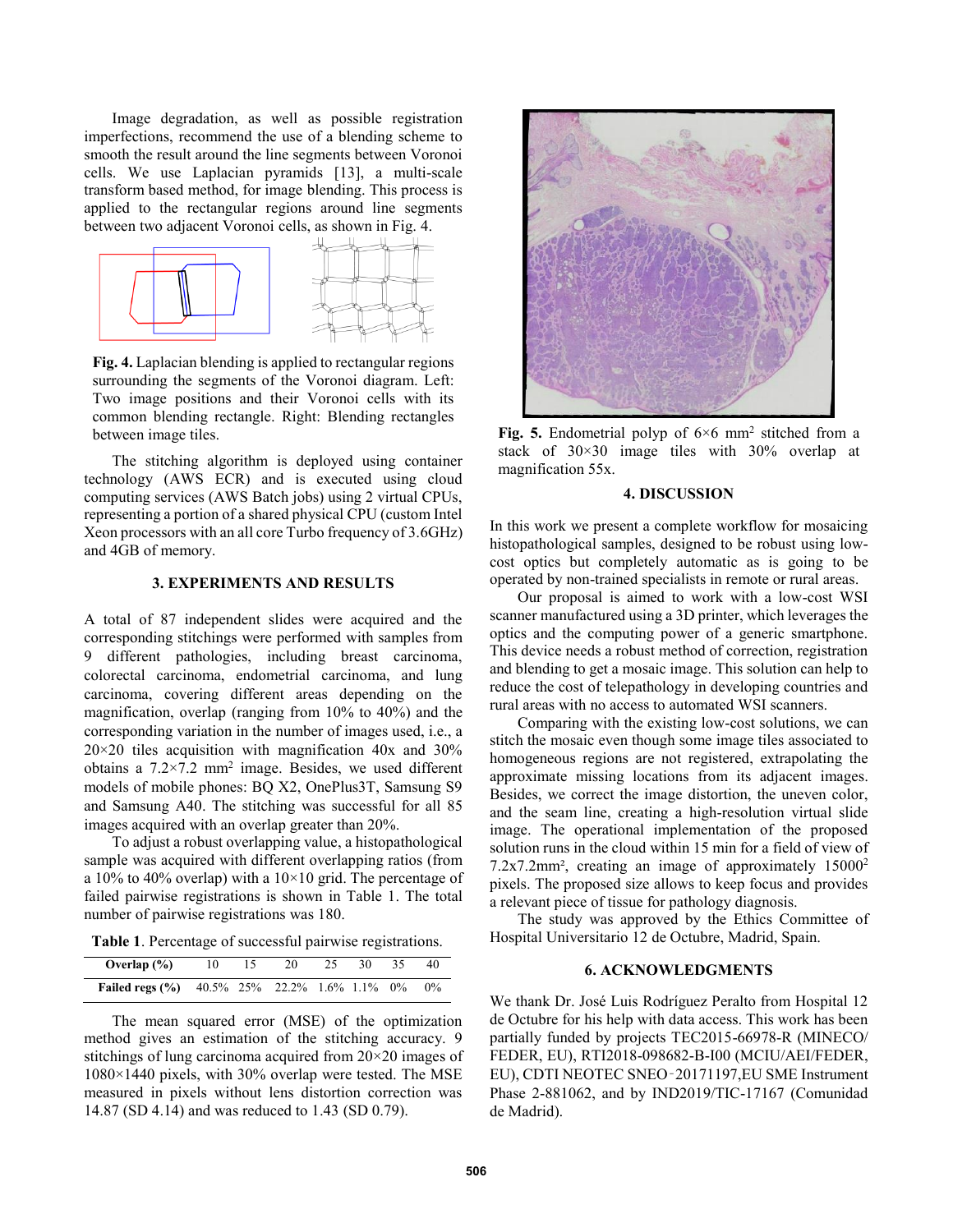Image degradation, as well as possible registration imperfections, recommend the use of a blending scheme to smooth the result around the line segments between Voronoi cells. We use Laplacian pyramids [13], a multi-scale transform based method, for image blending. This process is applied to the rectangular regions around line segments between two adjacent Voronoi cells, as shown in Fig. 4.

**Fig. 4.** Laplacian blending is applied to rectangular regions surrounding the segments of the Voronoi diagram. Left: Two image positions and their Voronoi cells with its common blending rectangle. Right: Blending rectangles between image tiles.

The stitching algorithm is deployed using container technology (AWS ECR) and is executed using cloud computing services (AWS Batch jobs) using 2 virtual CPUs, representing a portion of a shared physical CPU (custom Intel Xeon processors with an all core Turbo frequency of 3.6GHz) and 4GB of memory.

## 3. EXPERIMENTS AND RESULTS

A total of 87 independent slides were acquired and the corresponding stitchings were performed with samples from 9 different pathologies, including breast carcinoma, colorectal carcinoma, endometrial carcinoma, and lung carcinoma, covering different areas depending on the magnification, overlap (ranging from 10% to 40%) and the corresponding variation in the number of images used, i.e., a 20×20 tiles acquisition with magnification 40x and 30% obtains a 7.2×7.2 mm$^2$ image. Besides, we used different models of mobile phones: BQ X2, OnePlus3T, Samsung S9 and Samsung A40. The stitching was successful for all 85 images acquired with an overlap greater than 20%.

To adjust a robust overlapping value, a histopathological sample was acquired with different overlapping ratios (from a 10% to 40% overlap) with a 10×10 grid. The percentage of failed pairwise registrations is shown in Table 1. The total number of pairwise registrations was 180.

**Table 1**. Percentage of successful pairwise registrations.

| Overlap (%) | 10 | 15 | 20 | 25 | 30 | 35 | 40 |
|---|---|---|---|---|---|---|---|
| **Failed regs (%)** | 40.5% | 25% | 22.2% | 1.6% | 1.1% | 0% | 0% |

The mean squared error (MSE) of the optimization method gives an estimation of the stitching accuracy. 9 stitchings of lung carcinoma acquired from 20×20 images of 1080×1440 pixels, with 30% overlap were tested. The MSE measured in pixels without lens distortion correction was 14.87 (SD 4.14) and was reduced to 1.43 (SD 0.79).

**Fig. 5.** Endometrial polyp of 6×6 mm$^2$ stitched from a stack of 30×30 image tiles with 30% overlap at magnification 55x.

## 4. DISCUSSION

In this work we present a complete workflow for mosaicing histopathological samples, designed to be robust using low-cost optics but completely automatic as is going to be operated by non-trained specialists in remote or rural areas.

Our proposal is aimed to work with a low-cost WSI scanner manufactured using a 3D printer, which leverages the optics and the computing power of a generic smartphone. This device needs a robust method of correction, registration and blending to get a mosaic image. This solution can help to reduce the cost of telepathology in developing countries and rural areas with no access to automated WSI scanners.

Comparing with the existing low-cost solutions, we can stitch the mosaic even though some image tiles associated to homogeneous regions are not registered, extrapolating the approximate missing locations from its adjacent images. Besides, we correct the image distortion, the uneven color, and the seam line, creating a high-resolution virtual slide image. The operational implementation of the proposed solution runs in the cloud within 15 min for a field of view of 7.2x7.2mm², creating an image of approximately 15000$^2$ pixels. The proposed size allows to keep focus and provides a relevant piece of tissue for pathology diagnosis.

The study was approved by the Ethics Committee of Hospital Universitario 12 de Octubre, Madrid, Spain.

## 6. ACKNOWLEDGMENTS

We thank Dr. José Luis Rodríguez Peralto from Hospital 12 de Octubre for his help with data access. This work has been partially funded by projects TEC2015-66978-R (MINECO/ FEDER, EU), RTI2018-098682-B-I00 (MCIU/AEI/FEDER, EU), CDTI NEOTEC SNEO‑20171197,EU SME Instrument Phase 2-881062, and by IND2019/TIC-17167 (Comunidad de Madrid).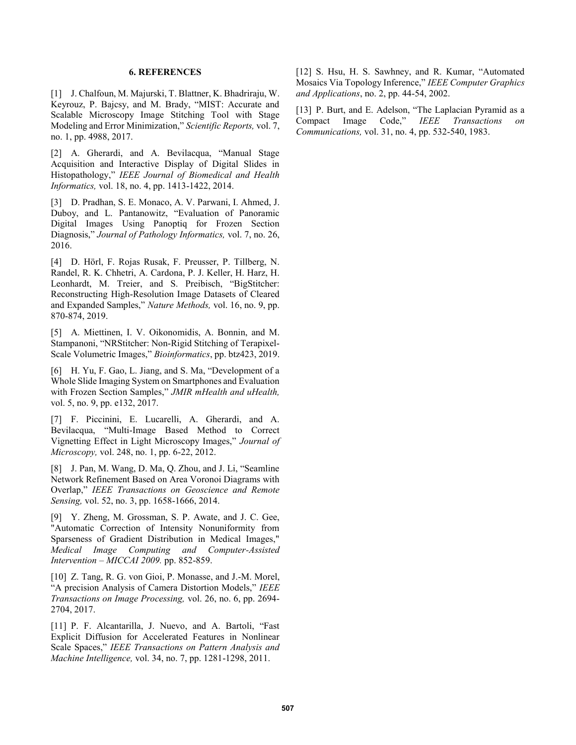## 6. REFERENCES

[1] J. Chalfoun, M. Majurski, T. Blattner, K. Bhadriraju, W. Keyrouz, P. Bajcsy, and M. Brady, "MIST: Accurate and Scalable Microscopy Image Stitching Tool with Stage Modeling and Error Minimization," *Scientific Reports,* vol. 7, no. 1, pp. 4988, 2017.

[2] A. Gherardi, and A. Bevilacqua, "Manual Stage Acquisition and Interactive Display of Digital Slides in Histopathology," *IEEE Journal of Biomedical and Health Informatics,* vol. 18, no. 4, pp. 1413-1422, 2014.

[3] D. Pradhan, S. E. Monaco, A. V. Parwani, I. Ahmed, J. Duboy, and L. Pantanowitz, "Evaluation of Panoramic Digital Images Using Panoptiq for Frozen Section Diagnosis," *Journal of Pathology Informatics,* vol. 7, no. 26, 2016.

[4] D. Hörl, F. Rojas Rusak, F. Preusser, P. Tillberg, N. Randel, R. K. Chhetri, A. Cardona, P. J. Keller, H. Harz, H. Leonhardt, M. Treier, and S. Preibisch, "BigStitcher: Reconstructing High-Resolution Image Datasets of Cleared and Expanded Samples," *Nature Methods,* vol. 16, no. 9, pp. 870-874, 2019.

[5] A. Miettinen, I. V. Oikonomidis, A. Bonnin, and M. Stampanoni, "NRStitcher: Non-Rigid Stitching of Terapixel-Scale Volumetric Images," *Bioinformatics*, pp. btz423, 2019.

[6] H. Yu, F. Gao, L. Jiang, and S. Ma, "Development of a Whole Slide Imaging System on Smartphones and Evaluation with Frozen Section Samples," *JMIR mHealth and uHealth,* vol. 5, no. 9, pp. e132, 2017.

[7] F. Piccinini, E. Lucarelli, A. Gherardi, and A. Bevilacqua, "Multi-Image Based Method to Correct Vignetting Effect in Light Microscopy Images," *Journal of Microscopy,* vol. 248, no. 1, pp. 6-22, 2012.

[8] J. Pan, M. Wang, D. Ma, Q. Zhou, and J. Li, "Seamline Network Refinement Based on Area Voronoi Diagrams with Overlap," *IEEE Transactions on Geoscience and Remote Sensing,* vol. 52, no. 3, pp. 1658-1666, 2014.

[9] Y. Zheng, M. Grossman, S. P. Awate, and J. C. Gee, "Automatic Correction of Intensity Nonuniformity from Sparseness of Gradient Distribution in Medical Images," *Medical Image Computing and Computer-Assisted Intervention – MICCAI 2009.* pp. 852-859.

[10] Z. Tang, R. G. von Gioi, P. Monasse, and J.-M. Morel, "A precision Analysis of Camera Distortion Models," *IEEE Transactions on Image Processing,* vol. 26, no. 6, pp. 2694-2704, 2017.

[11] P. F. Alcantarilla, J. Nuevo, and A. Bartoli, "Fast Explicit Diffusion for Accelerated Features in Nonlinear Scale Spaces," *IEEE Transactions on Pattern Analysis and Machine Intelligence,* vol. 34, no. 7, pp. 1281-1298, 2011.

[12] S. Hsu, H. S. Sawhney, and R. Kumar, "Automated Mosaics Via Topology Inference," *IEEE Computer Graphics and Applications*, no. 2, pp. 44-54, 2002.

[13] P. Burt, and E. Adelson, "The Laplacian Pyramid as a Compact Image Code," *IEEE Transactions on Communications,* vol. 31, no. 4, pp. 532-540, 1983.